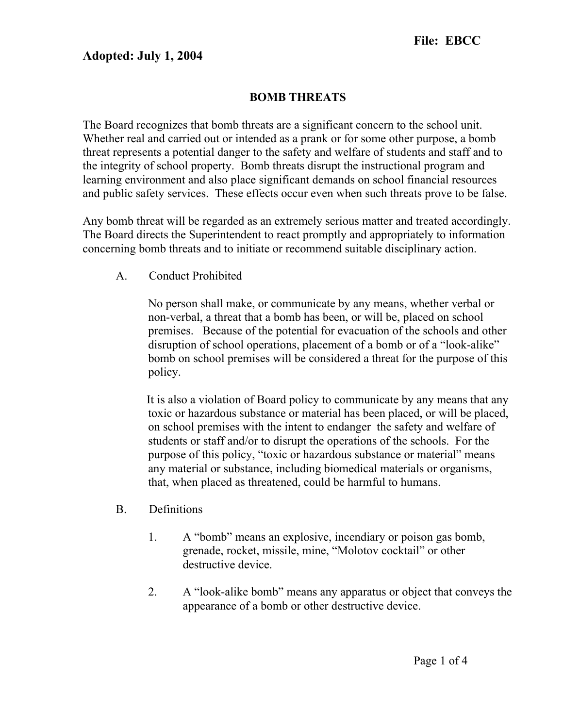**Adopted: July 1, 2004**

**File: EBCC**

# BOMB THREATS

The Board recognizes that bomb threats are a significant concern to the school unit. Whether real and carried out or intended as a prank or for some other purpose, a bomb threat represents a potential danger to the safety and welfare of students and staff and to the integrity of school property. Bomb threats disrupt the instructional program and learning environment and also place significant demands on school financial resources and public safety services. These effects occur even when such threats prove to be false.

Any bomb threat will be regarded as an extremely serious matter and treated accordingly. The Board directs the Superintendent to react promptly and appropriately to information concerning bomb threats and to initiate or recommend suitable disciplinary action.

## A. Conduct Prohibited

No person shall make, or communicate by any means, whether verbal or non-verbal, a threat that a bomb has been, or will be, placed on school premises. Because of the potential for evacuation of the schools and other disruption of school operations, placement of a bomb or of a "look-alike" bomb on school premises will be considered a threat for the purpose of this policy.

It is also a violation of Board policy to communicate by any means that any toxic or hazardous substance or material has been placed, or will be placed, on school premises with the intent to endanger the safety and welfare of students or staff and/or to disrupt the operations of the schools. For the purpose of this policy, "toxic or hazardous substance or material" means any material or substance, including biomedical materials or organisms, that, when placed as threatened, could be harmful to humans.

## B. Definitions

1. A "bomb" means an explosive, incendiary or poison gas bomb, grenade, rocket, missile, mine, "Molotov cocktail" or other destructive device.
2. A "look-alike bomb" means any apparatus or object that conveys the appearance of a bomb or other destructive device.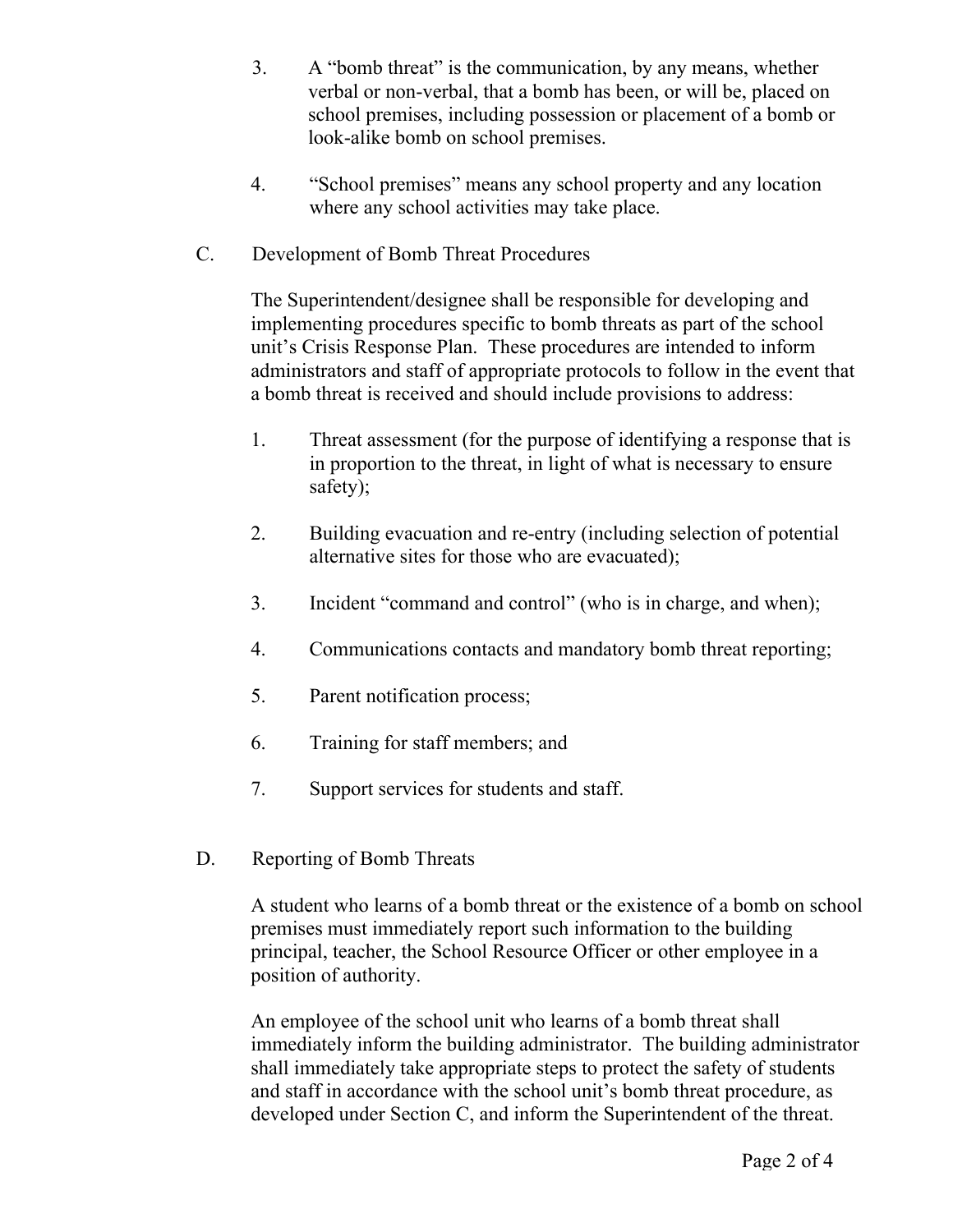3. A "bomb threat" is the communication, by any means, whether verbal or non-verbal, that a bomb has been, or will be, placed on school premises, including possession or placement of a bomb or look-alike bomb on school premises.

4. "School premises" means any school property and any location where any school activities may take place.

## C. Development of Bomb Threat Procedures

The Superintendent/designee shall be responsible for developing and implementing procedures specific to bomb threats as part of the school unit's Crisis Response Plan. These procedures are intended to inform administrators and staff of appropriate protocols to follow in the event that a bomb threat is received and should include provisions to address:

1. Threat assessment (for the purpose of identifying a response that is in proportion to the threat, in light of what is necessary to ensure safety);

2. Building evacuation and re-entry (including selection of potential alternative sites for those who are evacuated);

3. Incident "command and control" (who is in charge, and when);

4. Communications contacts and mandatory bomb threat reporting;

5. Parent notification process;

6. Training for staff members; and

7. Support services for students and staff.

## D. Reporting of Bomb Threats

A student who learns of a bomb threat or the existence of a bomb on school premises must immediately report such information to the building principal, teacher, the School Resource Officer or other employee in a position of authority.

An employee of the school unit who learns of a bomb threat shall immediately inform the building administrator. The building administrator shall immediately take appropriate steps to protect the safety of students and staff in accordance with the school unit's bomb threat procedure, as developed under Section C, and inform the Superintendent of the threat.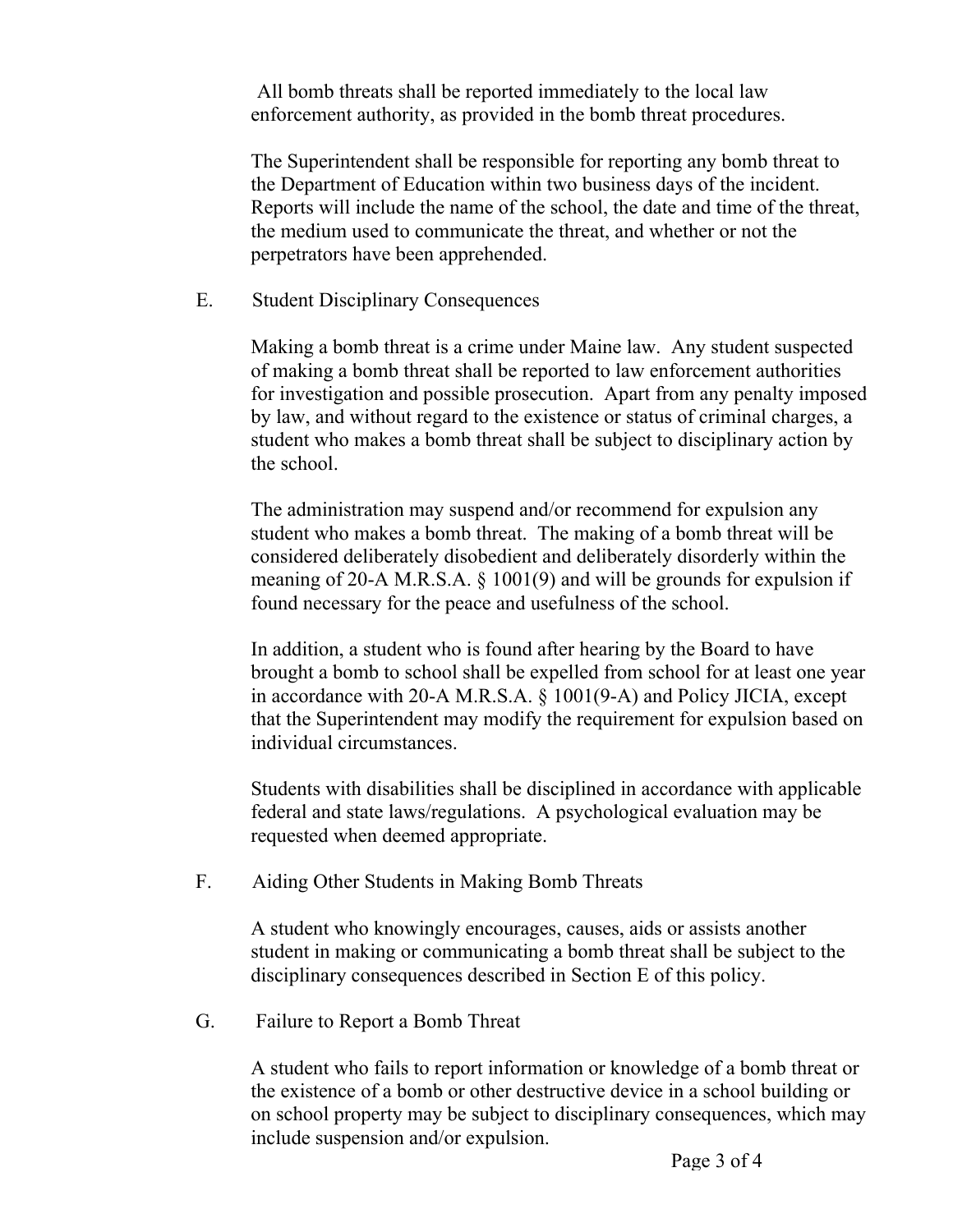All bomb threats shall be reported immediately to the local law enforcement authority, as provided in the bomb threat procedures.

The Superintendent shall be responsible for reporting any bomb threat to the Department of Education within two business days of the incident. Reports will include the name of the school, the date and time of the threat, the medium used to communicate the threat, and whether or not the perpetrators have been apprehended.

## E. Student Disciplinary Consequences

Making a bomb threat is a crime under Maine law. Any student suspected of making a bomb threat shall be reported to law enforcement authorities for investigation and possible prosecution. Apart from any penalty imposed by law, and without regard to the existence or status of criminal charges, a student who makes a bomb threat shall be subject to disciplinary action by the school.

The administration may suspend and/or recommend for expulsion any student who makes a bomb threat. The making of a bomb threat will be considered deliberately disobedient and deliberately disorderly within the meaning of 20-A M.R.S.A. § 1001(9) and will be grounds for expulsion if found necessary for the peace and usefulness of the school.

In addition, a student who is found after hearing by the Board to have brought a bomb to school shall be expelled from school for at least one year in accordance with 20-A M.R.S.A. § 1001(9-A) and Policy JICIA, except that the Superintendent may modify the requirement for expulsion based on individual circumstances.

Students with disabilities shall be disciplined in accordance with applicable federal and state laws/regulations. A psychological evaluation may be requested when deemed appropriate.

## F. Aiding Other Students in Making Bomb Threats

A student who knowingly encourages, causes, aids or assists another student in making or communicating a bomb threat shall be subject to the disciplinary consequences described in Section E of this policy.

## G. Failure to Report a Bomb Threat

A student who fails to report information or knowledge of a bomb threat or the existence of a bomb or other destructive device in a school building or on school property may be subject to disciplinary consequences, which may include suspension and/or expulsion.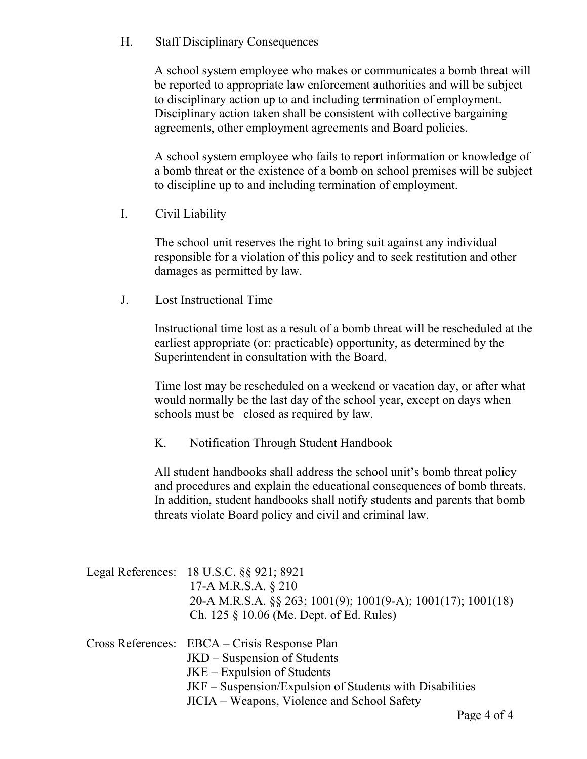H. Staff Disciplinary Consequences

A school system employee who makes or communicates a bomb threat will be reported to appropriate law enforcement authorities and will be subject to disciplinary action up to and including termination of employment. Disciplinary action taken shall be consistent with collective bargaining agreements, other employment agreements and Board policies.

A school system employee who fails to report information or knowledge of a bomb threat or the existence of a bomb on school premises will be subject to discipline up to and including termination of employment.

I. Civil Liability

The school unit reserves the right to bring suit against any individual responsible for a violation of this policy and to seek restitution and other damages as permitted by law.

J. Lost Instructional Time

Instructional time lost as a result of a bomb threat will be rescheduled at the earliest appropriate (or: practicable) opportunity, as determined by the Superintendent in consultation with the Board.

Time lost may be rescheduled on a weekend or vacation day, or after what would normally be the last day of the school year, except on days when schools must be closed as required by law.

K. Notification Through Student Handbook

All student handbooks shall address the school unit's bomb threat policy and procedures and explain the educational consequences of bomb threats. In addition, student handbooks shall notify students and parents that bomb threats violate Board policy and civil and criminal law.

Legal References: 18 U.S.C. §§ 921; 8921
17-A M.R.S.A. § 210
20-A M.R.S.A. §§ 263; 1001(9); 1001(9-A); 1001(17); 1001(18)
Ch. 125 § 10.06 (Me. Dept. of Ed. Rules)

Cross References: EBCA – Crisis Response Plan
JKD – Suspension of Students
JKE – Expulsion of Students
JKF – Suspension/Expulsion of Students with Disabilities
JICIA – Weapons, Violence and School Safety